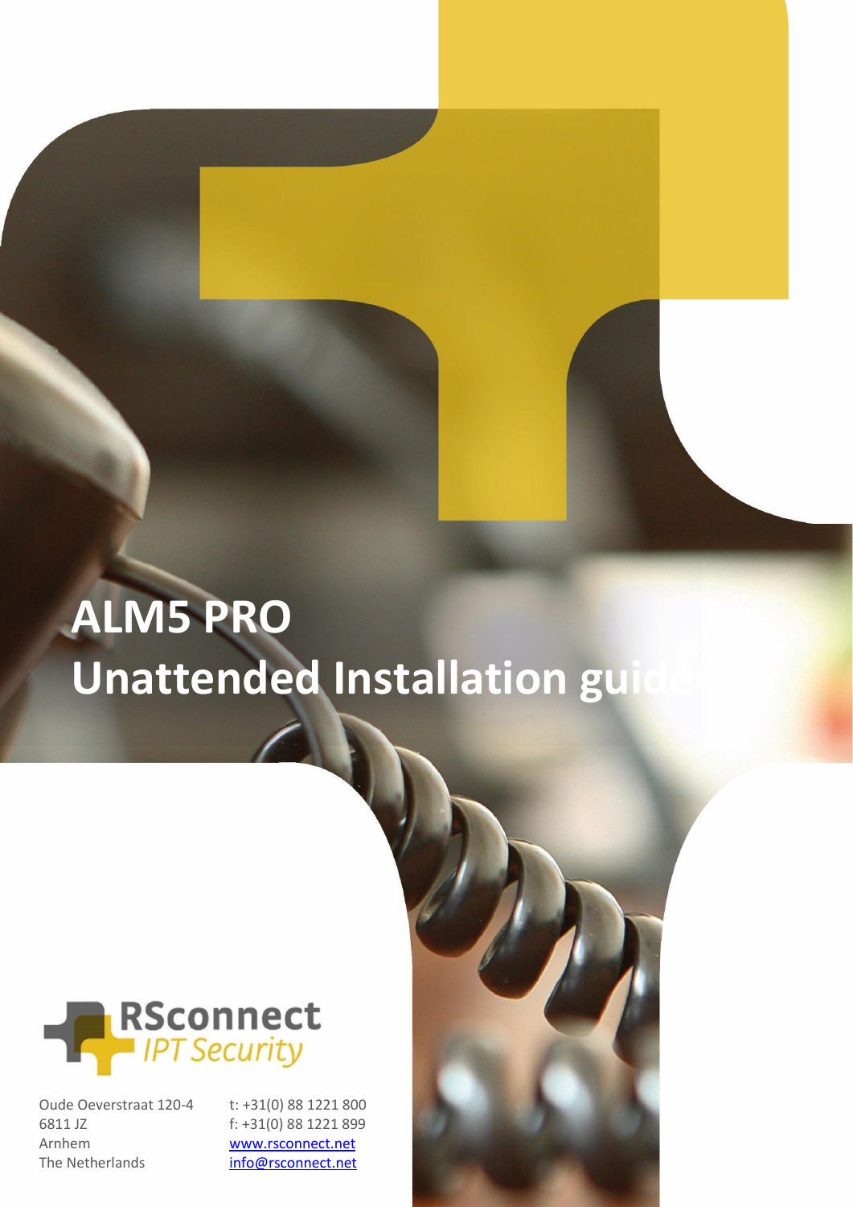# ALM5 PRO
# Unattended Installation guide

RSconnect
*IPT Security*

Oude Oeverstraat 120-4
6811 JZ
Arnhem
The Netherlands

t: +31(0) 88 1221 800
f: +31(0) 88 1221 899
www.rsconnect.net
info@rsconnect.net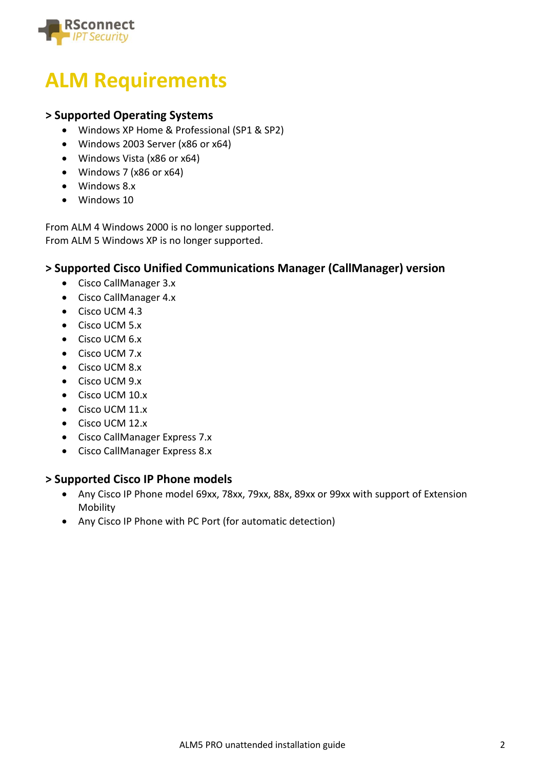# ALM Requirements

### > Supported Operating Systems

- Windows XP Home & Professional (SP1 & SP2)
- Windows 2003 Server (x86 or x64)
- Windows Vista (x86 or x64)
- Windows 7 (x86 or x64)
- Windows 8.x
- Windows 10

From ALM 4 Windows 2000 is no longer supported.
From ALM 5 Windows XP is no longer supported.

### > Supported Cisco Unified Communications Manager (CallManager) version

- Cisco CallManager 3.x
- Cisco CallManager 4.x
- Cisco UCM 4.3
- Cisco UCM 5.x
- Cisco UCM 6.x
- Cisco UCM 7.x
- Cisco UCM 8.x
- Cisco UCM 9.x
- Cisco UCM 10.x
- Cisco UCM 11.x
- Cisco UCM 12.x
- Cisco CallManager Express 7.x
- Cisco CallManager Express 8.x

### > Supported Cisco IP Phone models

- Any Cisco IP Phone model 69xx, 78xx, 79xx, 88x, 89xx or 99xx with support of Extension Mobility
- Any Cisco IP Phone with PC Port (for automatic detection)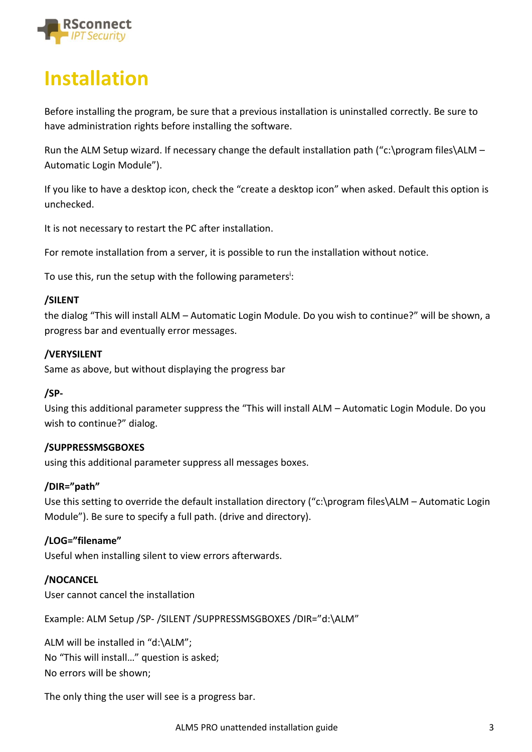# Installation

Before installing the program, be sure that a previous installation is uninstalled correctly. Be sure to have administration rights before installing the software.

Run the ALM Setup wizard. If necessary change the default installation path ("c:\program files\ALM – Automatic Login Module").

If you like to have a desktop icon, check the "create a desktop icon" when asked. Default this option is unchecked.

It is not necessary to restart the PC after installation.

For remote installation from a server, it is possible to run the installation without notice.

To use this, run the setup with the following parameters[i]:

**/SILENT**
the dialog "This will install ALM – Automatic Login Module. Do you wish to continue?" will be shown, a progress bar and eventually error messages.

**/VERYSILENT**
Same as above, but without displaying the progress bar

**/SP-**
Using this additional parameter suppress the "This will install ALM – Automatic Login Module. Do you wish to continue?" dialog.

**/SUPPRESSMSGBOXES**
using this additional parameter suppress all messages boxes.

**/DIR="path"**
Use this setting to override the default installation directory ("c:\program files\ALM – Automatic Login Module"). Be sure to specify a full path. (drive and directory).

**/LOG="filename"**
Useful when installing silent to view errors afterwards.

**/NOCANCEL**
User cannot cancel the installation

Example: ALM Setup /SP- /SILENT /SUPPRESSMSGBOXES /DIR="d:\ALM"

ALM will be installed in "d:\ALM";
No "This will install…" question is asked;
No errors will be shown;

The only thing the user will see is a progress bar.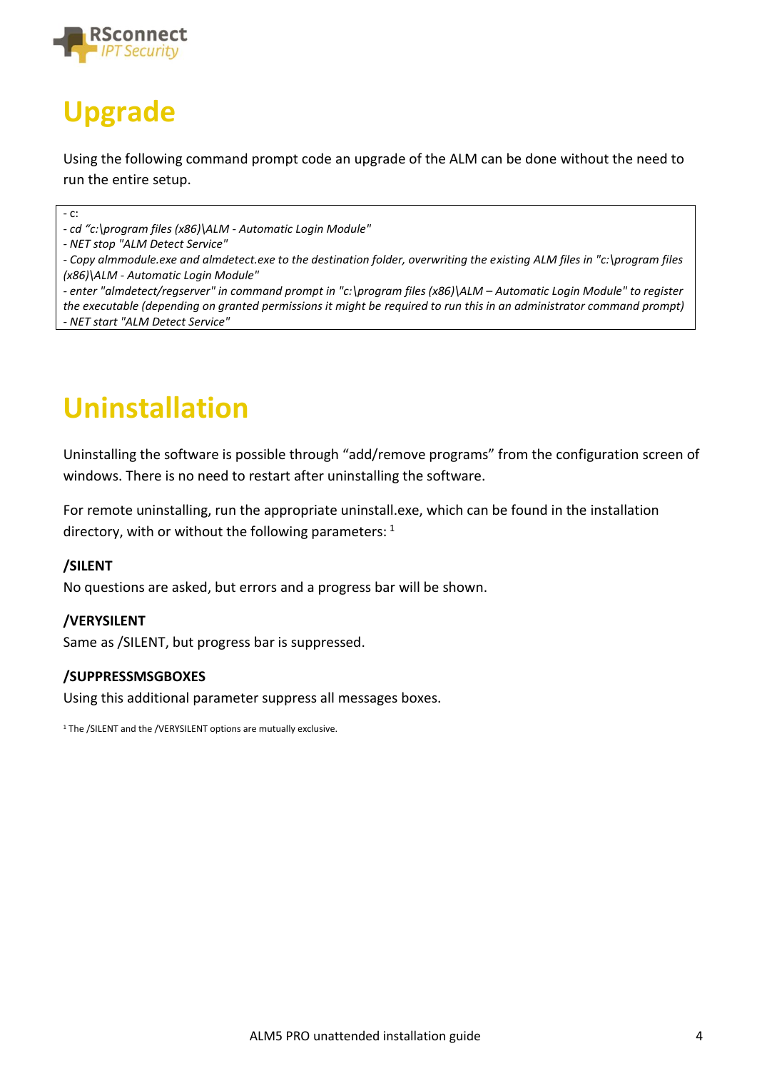# Upgrade

Using the following command prompt code an upgrade of the ALM can be done without the need to run the entire setup.

```
- c:
- cd "c:\program files (x86)\ALM - Automatic Login Module"
- NET stop "ALM Detect Service"
- Copy almmodule.exe and almdetect.exe to the destination folder, overwriting the existing ALM files in "c:\program files (x86)\ALM - Automatic Login Module"
- enter "almdetect/regserver" in command prompt in "c:\program files (x86)\ALM – Automatic Login Module" to register the executable (depending on granted permissions it might be required to run this in an administrator command prompt)
- NET start "ALM Detect Service"
```

# Uninstallation

Uninstalling the software is possible through "add/remove programs" from the configuration screen of windows. There is no need to restart after uninstalling the software.

For remote uninstalling, run the appropriate uninstall.exe, which can be found in the installation directory, with or without the following parameters: [1]

**/SILENT**
No questions are asked, but errors and a progress bar will be shown.

**/VERYSILENT**
Same as /SILENT, but progress bar is suppressed.

**/SUPPRESSMSGBOXES**
Using this additional parameter suppress all messages boxes.

[1] The /SILENT and the /VERYSILENT options are mutually exclusive.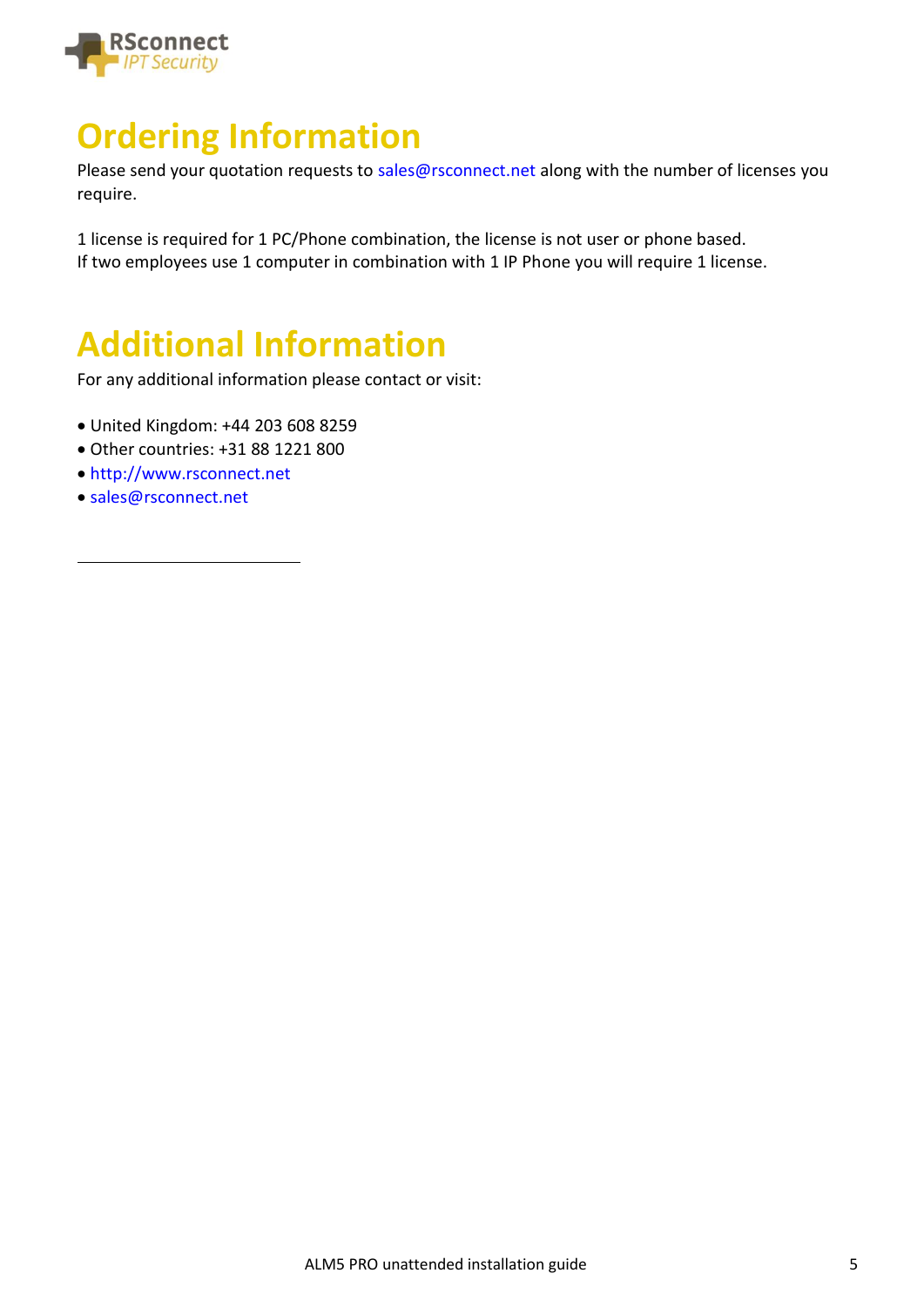# Ordering Information

Please send your quotation requests to sales@rsconnect.net along with the number of licenses you require.

1 license is required for 1 PC/Phone combination, the license is not user or phone based.
If two employees use 1 computer in combination with 1 IP Phone you will require 1 license.

# Additional Information

For any additional information please contact or visit:

- United Kingdom: +44 203 608 8259
- Other countries: +31 88 1221 800
- http://www.rsconnect.net
- sales@rsconnect.net